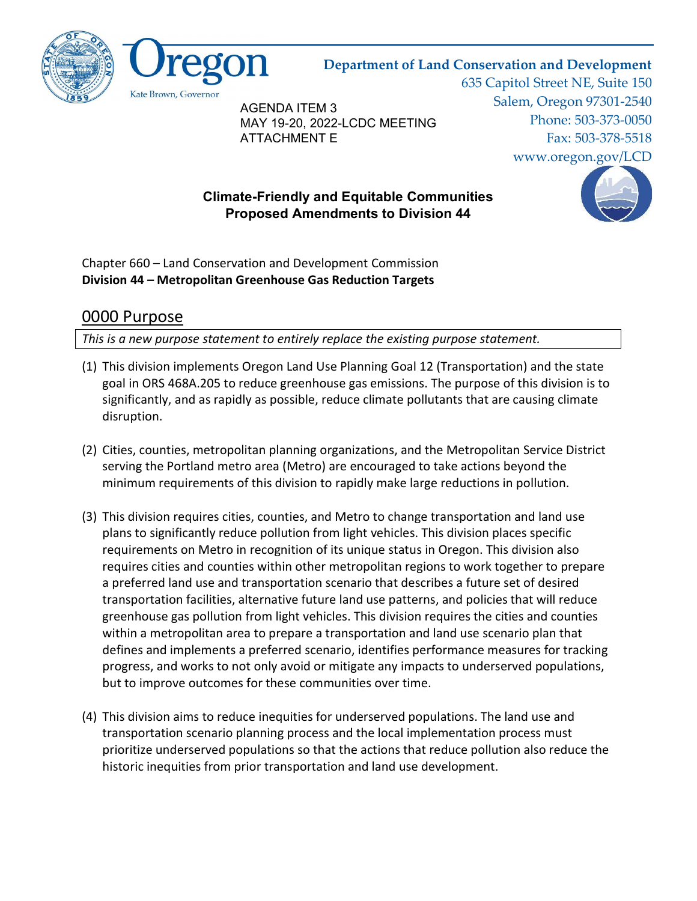Oregon

Kate Brown, Governor

**Department of Land Conservation and Development**
635 Capitol Street NE, Suite 150
Salem, Oregon 97301-2540
Phone: 503-373-0050
Fax: 503-378-5518
www.oregon.gov/LCD

AGENDA ITEM 3
MAY 19-20, 2022-LCDC MEETING
ATTACHMENT E

**Climate-Friendly and Equitable Communities**
**Proposed Amendments to Division 44**

Chapter 660 – Land Conservation and Development Commission
**Division 44 – Metropolitan Greenhouse Gas Reduction Targets**

## 0000 Purpose

*This is a new purpose statement to entirely replace the existing purpose statement.*

(1) This division implements Oregon Land Use Planning Goal 12 (Transportation) and the state goal in ORS 468A.205 to reduce greenhouse gas emissions. The purpose of this division is to significantly, and as rapidly as possible, reduce climate pollutants that are causing climate disruption.

(2) Cities, counties, metropolitan planning organizations, and the Metropolitan Service District serving the Portland metro area (Metro) are encouraged to take actions beyond the minimum requirements of this division to rapidly make large reductions in pollution.

(3) This division requires cities, counties, and Metro to change transportation and land use plans to significantly reduce pollution from light vehicles. This division places specific requirements on Metro in recognition of its unique status in Oregon. This division also requires cities and counties within other metropolitan regions to work together to prepare a preferred land use and transportation scenario that describes a future set of desired transportation facilities, alternative future land use patterns, and policies that will reduce greenhouse gas pollution from light vehicles. This division requires the cities and counties within a metropolitan area to prepare a transportation and land use scenario plan that defines and implements a preferred scenario, identifies performance measures for tracking progress, and works to not only avoid or mitigate any impacts to underserved populations, but to improve outcomes for these communities over time.

(4) This division aims to reduce inequities for underserved populations. The land use and transportation scenario planning process and the local implementation process must prioritize underserved populations so that the actions that reduce pollution also reduce the historic inequities from prior transportation and land use development.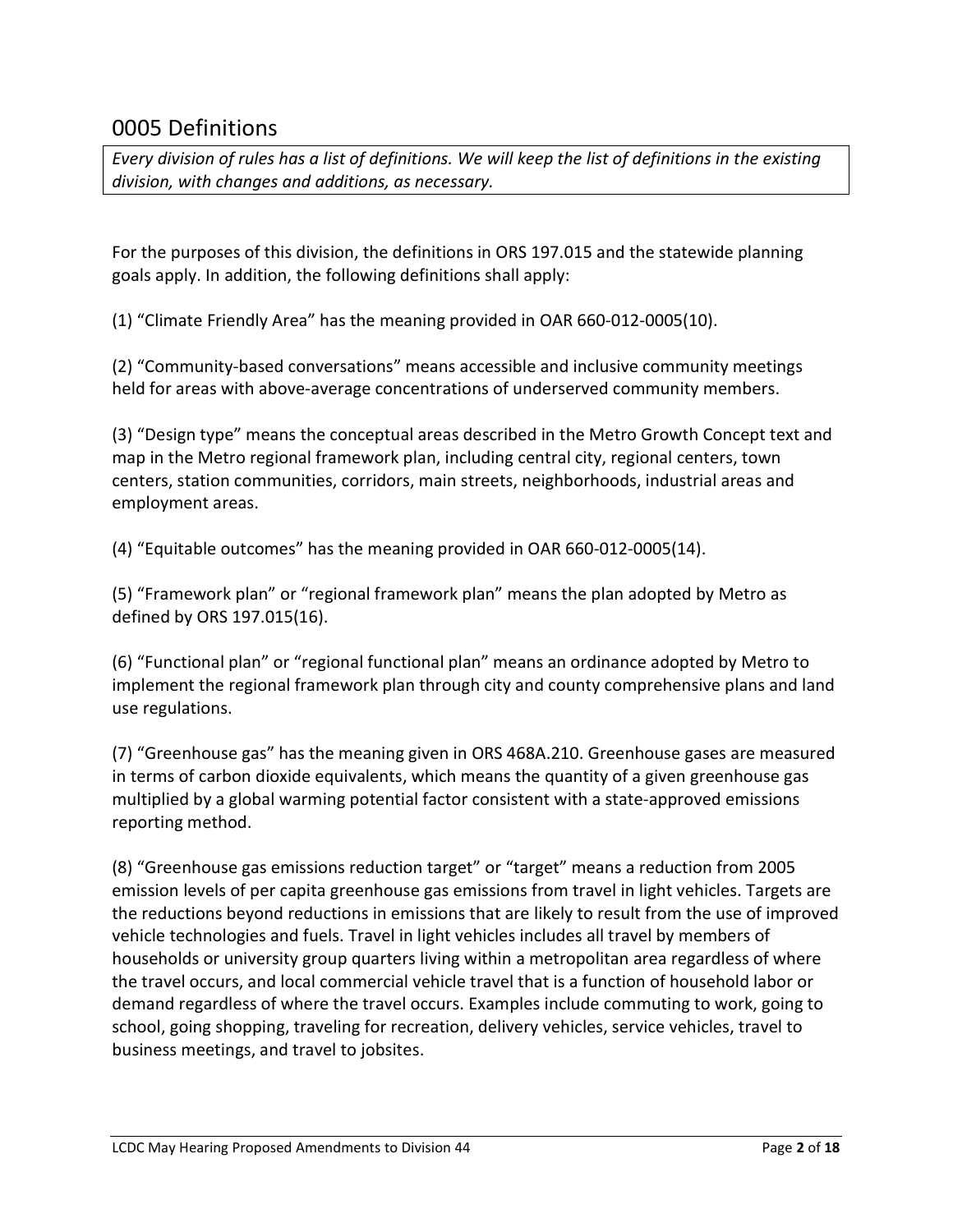## 0005 Definitions

*Every division of rules has a list of definitions. We will keep the list of definitions in the existing division, with changes and additions, as necessary.*

For the purposes of this division, the definitions in ORS 197.015 and the statewide planning goals apply. In addition, the following definitions shall apply:

(1) "Climate Friendly Area" has the meaning provided in OAR 660-012-0005(10).

(2) "Community-based conversations" means accessible and inclusive community meetings held for areas with above-average concentrations of underserved community members.

(3) "Design type" means the conceptual areas described in the Metro Growth Concept text and map in the Metro regional framework plan, including central city, regional centers, town centers, station communities, corridors, main streets, neighborhoods, industrial areas and employment areas.

(4) "Equitable outcomes" has the meaning provided in OAR 660-012-0005(14).

(5) "Framework plan" or "regional framework plan" means the plan adopted by Metro as defined by ORS 197.015(16).

(6) "Functional plan" or "regional functional plan" means an ordinance adopted by Metro to implement the regional framework plan through city and county comprehensive plans and land use regulations.

(7) "Greenhouse gas" has the meaning given in ORS 468A.210. Greenhouse gases are measured in terms of carbon dioxide equivalents, which means the quantity of a given greenhouse gas multiplied by a global warming potential factor consistent with a state-approved emissions reporting method.

(8) "Greenhouse gas emissions reduction target" or "target" means a reduction from 2005 emission levels of per capita greenhouse gas emissions from travel in light vehicles. Targets are the reductions beyond reductions in emissions that are likely to result from the use of improved vehicle technologies and fuels. Travel in light vehicles includes all travel by members of households or university group quarters living within a metropolitan area regardless of where the travel occurs, and local commercial vehicle travel that is a function of household labor or demand regardless of where the travel occurs. Examples include commuting to work, going to school, going shopping, traveling for recreation, delivery vehicles, service vehicles, travel to business meetings, and travel to jobsites.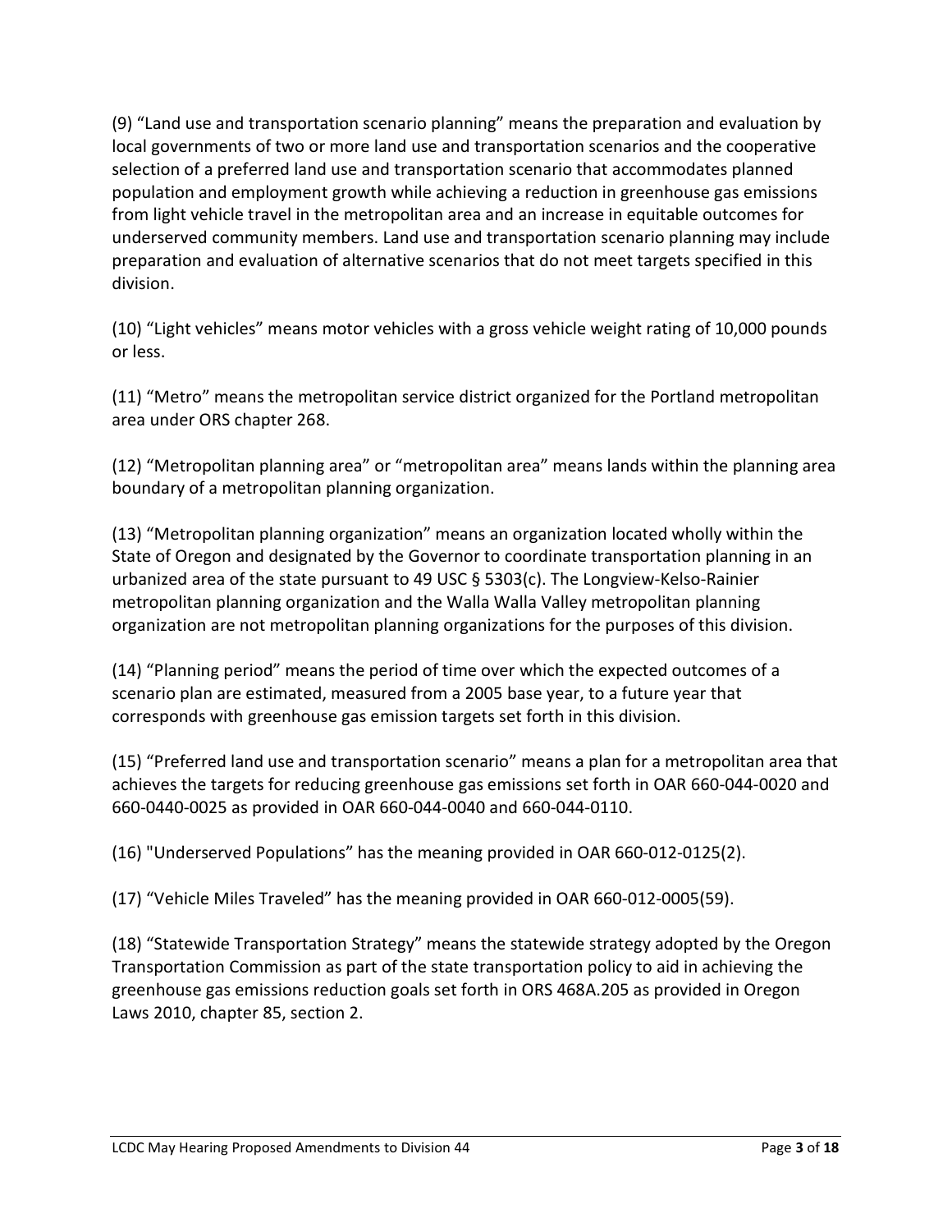(9) “Land use and transportation scenario planning” means the preparation and evaluation by local governments of two or more land use and transportation scenarios and the cooperative selection of a preferred land use and transportation scenario that accommodates planned population and employment growth while achieving a reduction in greenhouse gas emissions from light vehicle travel in the metropolitan area and an increase in equitable outcomes for underserved community members. Land use and transportation scenario planning may include preparation and evaluation of alternative scenarios that do not meet targets specified in this division.

(10) “Light vehicles” means motor vehicles with a gross vehicle weight rating of 10,000 pounds or less.

(11) “Metro” means the metropolitan service district organized for the Portland metropolitan area under ORS chapter 268.

(12) “Metropolitan planning area” or “metropolitan area” means lands within the planning area boundary of a metropolitan planning organization.

(13) “Metropolitan planning organization” means an organization located wholly within the State of Oregon and designated by the Governor to coordinate transportation planning in an urbanized area of the state pursuant to 49 USC § 5303(c). The Longview-Kelso-Rainier metropolitan planning organization and the Walla Walla Valley metropolitan planning organization are not metropolitan planning organizations for the purposes of this division.

(14) “Planning period” means the period of time over which the expected outcomes of a scenario plan are estimated, measured from a 2005 base year, to a future year that corresponds with greenhouse gas emission targets set forth in this division.

(15) “Preferred land use and transportation scenario” means a plan for a metropolitan area that achieves the targets for reducing greenhouse gas emissions set forth in OAR 660-044-0020 and 660-0440-0025 as provided in OAR 660-044-0040 and 660-044-0110.

(16) "Underserved Populations” has the meaning provided in OAR 660-012-0125(2).

(17) “Vehicle Miles Traveled” has the meaning provided in OAR 660-012-0005(59).

(18) “Statewide Transportation Strategy” means the statewide strategy adopted by the Oregon Transportation Commission as part of the state transportation policy to aid in achieving the greenhouse gas emissions reduction goals set forth in ORS 468A.205 as provided in Oregon Laws 2010, chapter 85, section 2.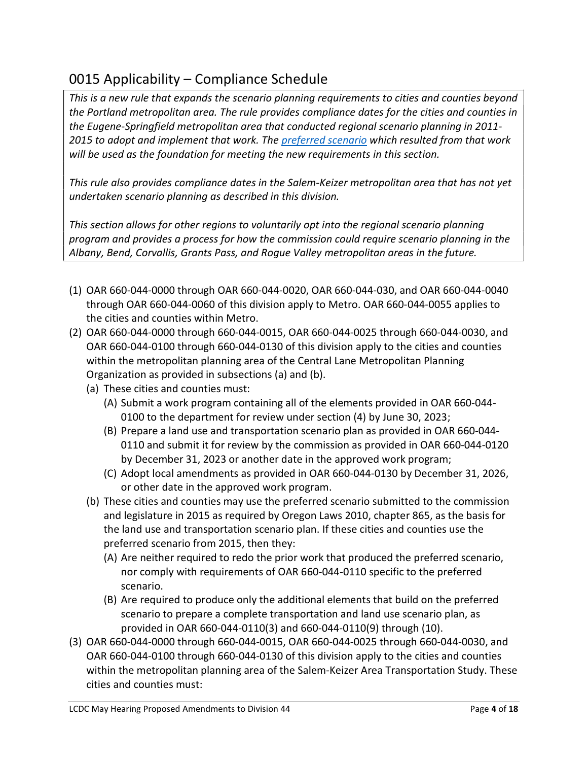## 0015 Applicability – Compliance Schedule

*This is a new rule that expands the scenario planning requirements to cities and counties beyond the Portland metropolitan area. The rule provides compliance dates for the cities and counties in the Eugene-Springfield metropolitan area that conducted regional scenario planning in 2011-2015 to adopt and implement that work. The [preferred scenario](preferred scenario) which resulted from that work will be used as the foundation for meeting the new requirements in this section.*

*This rule also provides compliance dates in the Salem-Keizer metropolitan area that has not yet undertaken scenario planning as described in this division.*

*This section allows for other regions to voluntarily opt into the regional scenario planning program and provides a process for how the commission could require scenario planning in the Albany, Bend, Corvallis, Grants Pass, and Rogue Valley metropolitan areas in the future.*

(1) OAR 660-044-0000 through OAR 660-044-0020, OAR 660-044-030, and OAR 660-044-0040 through OAR 660-044-0060 of this division apply to Metro. OAR 660-044-0055 applies to the cities and counties within Metro.

(2) OAR 660-044-0000 through 660-044-0015, OAR 660-044-0025 through 660-044-0030, and OAR 660-044-0100 through 660-044-0130 of this division apply to the cities and counties within the metropolitan planning area of the Central Lane Metropolitan Planning Organization as provided in subsections (a) and (b).

  (a) These cities and counties must:

    (A) Submit a work program containing all of the elements provided in OAR 660-044-0100 to the department for review under section (4) by June 30, 2023;

    (B) Prepare a land use and transportation scenario plan as provided in OAR 660-044-0110 and submit it for review by the commission as provided in OAR 660-044-0120 by December 31, 2023 or another date in the approved work program;

    (C) Adopt local amendments as provided in OAR 660-044-0130 by December 31, 2026, or other date in the approved work program.

  (b) These cities and counties may use the preferred scenario submitted to the commission and legislature in 2015 as required by Oregon Laws 2010, chapter 865, as the basis for the land use and transportation scenario plan. If these cities and counties use the preferred scenario from 2015, then they:

    (A) Are neither required to redo the prior work that produced the preferred scenario, nor comply with requirements of OAR 660-044-0110 specific to the preferred scenario.

    (B) Are required to produce only the additional elements that build on the preferred scenario to prepare a complete transportation and land use scenario plan, as provided in OAR 660-044-0110(3) and 660-044-0110(9) through (10).

(3) OAR 660-044-0000 through 660-044-0015, OAR 660-044-0025 through 660-044-0030, and OAR 660-044-0100 through 660-044-0130 of this division apply to the cities and counties within the metropolitan planning area of the Salem-Keizer Area Transportation Study. These cities and counties must: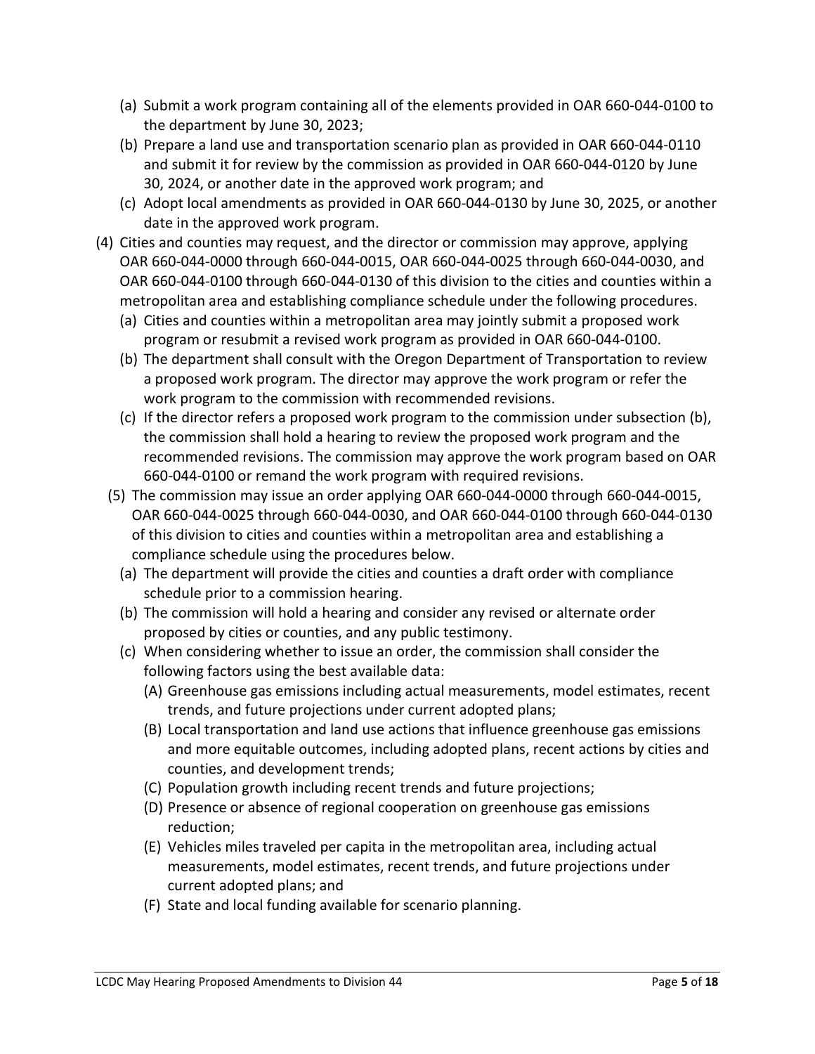(a) Submit a work program containing all of the elements provided in OAR 660-044-0100 to the department by June 30, 2023;

(b) Prepare a land use and transportation scenario plan as provided in OAR 660-044-0110 and submit it for review by the commission as provided in OAR 660-044-0120 by June 30, 2024, or another date in the approved work program; and

(c) Adopt local amendments as provided in OAR 660-044-0130 by June 30, 2025, or another date in the approved work program.

(4) Cities and counties may request, and the director or commission may approve, applying OAR 660-044-0000 through 660-044-0015, OAR 660-044-0025 through 660-044-0030, and OAR 660-044-0100 through 660-044-0130 of this division to the cities and counties within a metropolitan area and establishing compliance schedule under the following procedures.

(a) Cities and counties within a metropolitan area may jointly submit a proposed work program or resubmit a revised work program as provided in OAR 660-044-0100.

(b) The department shall consult with the Oregon Department of Transportation to review a proposed work program. The director may approve the work program or refer the work program to the commission with recommended revisions.

(c) If the director refers a proposed work program to the commission under subsection (b), the commission shall hold a hearing to review the proposed work program and the recommended revisions. The commission may approve the work program based on OAR 660-044-0100 or remand the work program with required revisions.

(5) The commission may issue an order applying OAR 660-044-0000 through 660-044-0015, OAR 660-044-0025 through 660-044-0030, and OAR 660-044-0100 through 660-044-0130 of this division to cities and counties within a metropolitan area and establishing a compliance schedule using the procedures below.

(a) The department will provide the cities and counties a draft order with compliance schedule prior to a commission hearing.

(b) The commission will hold a hearing and consider any revised or alternate order proposed by cities or counties, and any public testimony.

(c) When considering whether to issue an order, the commission shall consider the following factors using the best available data:

(A) Greenhouse gas emissions including actual measurements, model estimates, recent trends, and future projections under current adopted plans;

(B) Local transportation and land use actions that influence greenhouse gas emissions and more equitable outcomes, including adopted plans, recent actions by cities and counties, and development trends;

(C) Population growth including recent trends and future projections;

(D) Presence or absence of regional cooperation on greenhouse gas emissions reduction;

(E) Vehicles miles traveled per capita in the metropolitan area, including actual measurements, model estimates, recent trends, and future projections under current adopted plans; and

(F) State and local funding available for scenario planning.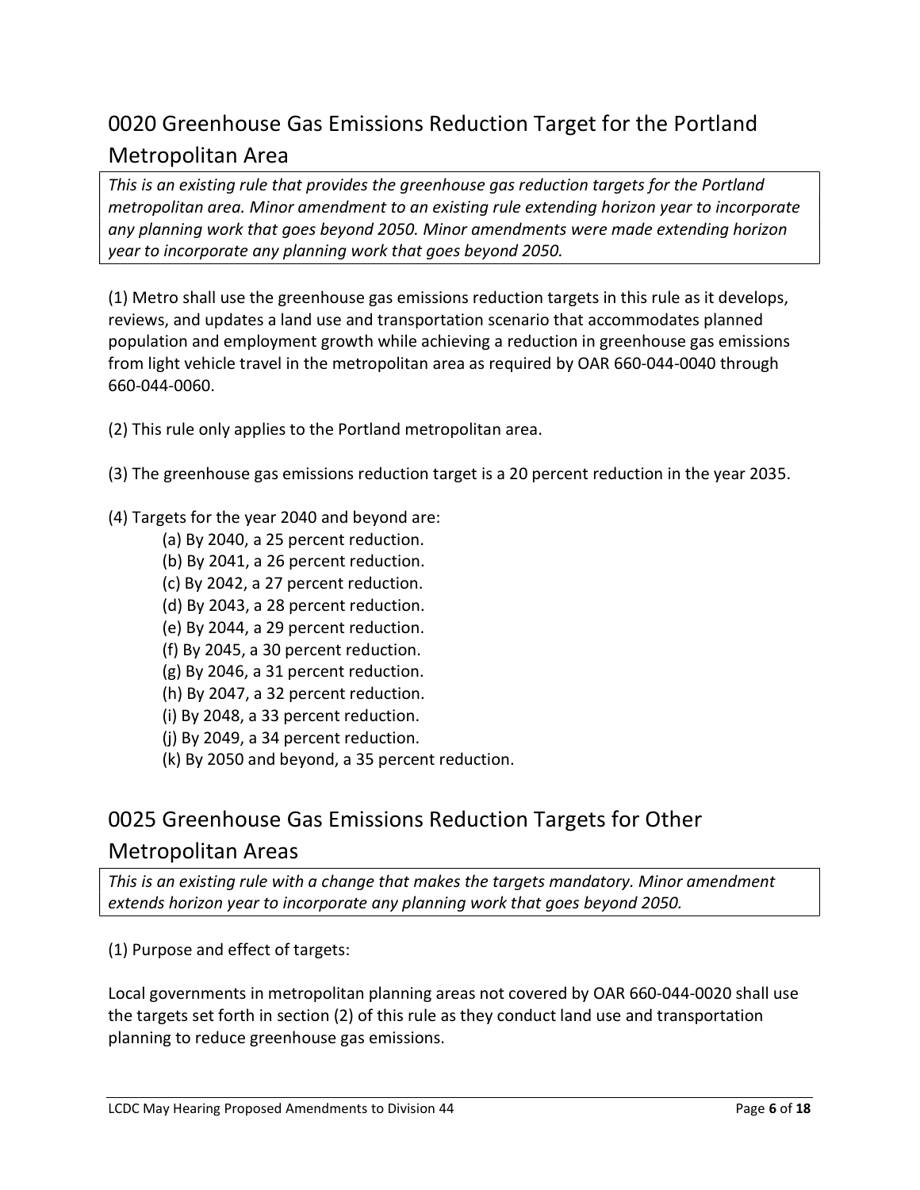## 0020 Greenhouse Gas Emissions Reduction Target for the Portland Metropolitan Area

*This is an existing rule that provides the greenhouse gas reduction targets for the Portland metropolitan area. Minor amendment to an existing rule extending horizon year to incorporate any planning work that goes beyond 2050. Minor amendments were made extending horizon year to incorporate any planning work that goes beyond 2050.*

(1) Metro shall use the greenhouse gas emissions reduction targets in this rule as it develops, reviews, and updates a land use and transportation scenario that accommodates planned population and employment growth while achieving a reduction in greenhouse gas emissions from light vehicle travel in the metropolitan area as required by OAR 660-044-0040 through 660-044-0060.

(2) This rule only applies to the Portland metropolitan area.

(3) The greenhouse gas emissions reduction target is a 20 percent reduction in the year 2035.

(4) Targets for the year 2040 and beyond are:

- (a) By 2040, a 25 percent reduction.
- (b) By 2041, a 26 percent reduction.
- (c) By 2042, a 27 percent reduction.
- (d) By 2043, a 28 percent reduction.
- (e) By 2044, a 29 percent reduction.
- (f) By 2045, a 30 percent reduction.
- (g) By 2046, a 31 percent reduction.
- (h) By 2047, a 32 percent reduction.
- (i) By 2048, a 33 percent reduction.
- (j) By 2049, a 34 percent reduction.
- (k) By 2050 and beyond, a 35 percent reduction.

## 0025 Greenhouse Gas Emissions Reduction Targets for Other Metropolitan Areas

*This is an existing rule with a change that makes the targets mandatory. Minor amendment extends horizon year to incorporate any planning work that goes beyond 2050.*

(1) Purpose and effect of targets:

Local governments in metropolitan planning areas not covered by OAR 660-044-0020 shall use the targets set forth in section (2) of this rule as they conduct land use and transportation planning to reduce greenhouse gas emissions.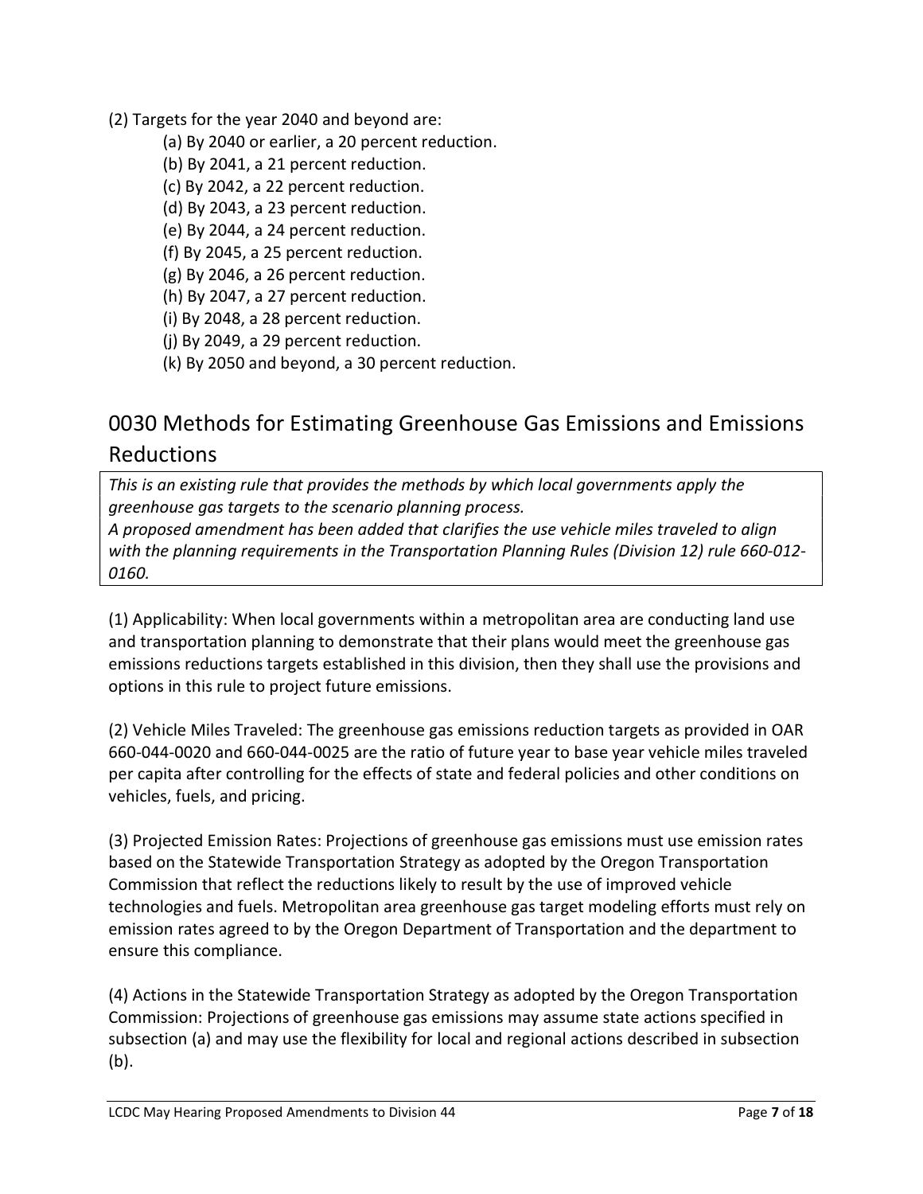(2) Targets for the year 2040 and beyond are:

- (a) By 2040 or earlier, a 20 percent reduction.
- (b) By 2041, a 21 percent reduction.
- (c) By 2042, a 22 percent reduction.
- (d) By 2043, a 23 percent reduction.
- (e) By 2044, a 24 percent reduction.
- (f) By 2045, a 25 percent reduction.
- (g) By 2046, a 26 percent reduction.
- (h) By 2047, a 27 percent reduction.
- (i) By 2048, a 28 percent reduction.
- (j) By 2049, a 29 percent reduction.
- (k) By 2050 and beyond, a 30 percent reduction.

## 0030 Methods for Estimating Greenhouse Gas Emissions and Emissions Reductions

*This is an existing rule that provides the methods by which local governments apply the greenhouse gas targets to the scenario planning process.*
*A proposed amendment has been added that clarifies the use vehicle miles traveled to align with the planning requirements in the Transportation Planning Rules (Division 12) rule 660-012-0160.*

(1) Applicability: When local governments within a metropolitan area are conducting land use and transportation planning to demonstrate that their plans would meet the greenhouse gas emissions reductions targets established in this division, then they shall use the provisions and options in this rule to project future emissions.

(2) Vehicle Miles Traveled: The greenhouse gas emissions reduction targets as provided in OAR 660-044-0020 and 660-044-0025 are the ratio of future year to base year vehicle miles traveled per capita after controlling for the effects of state and federal policies and other conditions on vehicles, fuels, and pricing.

(3) Projected Emission Rates: Projections of greenhouse gas emissions must use emission rates based on the Statewide Transportation Strategy as adopted by the Oregon Transportation Commission that reflect the reductions likely to result by the use of improved vehicle technologies and fuels. Metropolitan area greenhouse gas target modeling efforts must rely on emission rates agreed to by the Oregon Department of Transportation and the department to ensure this compliance.

(4) Actions in the Statewide Transportation Strategy as adopted by the Oregon Transportation Commission: Projections of greenhouse gas emissions may assume state actions specified in subsection (a) and may use the flexibility for local and regional actions described in subsection (b).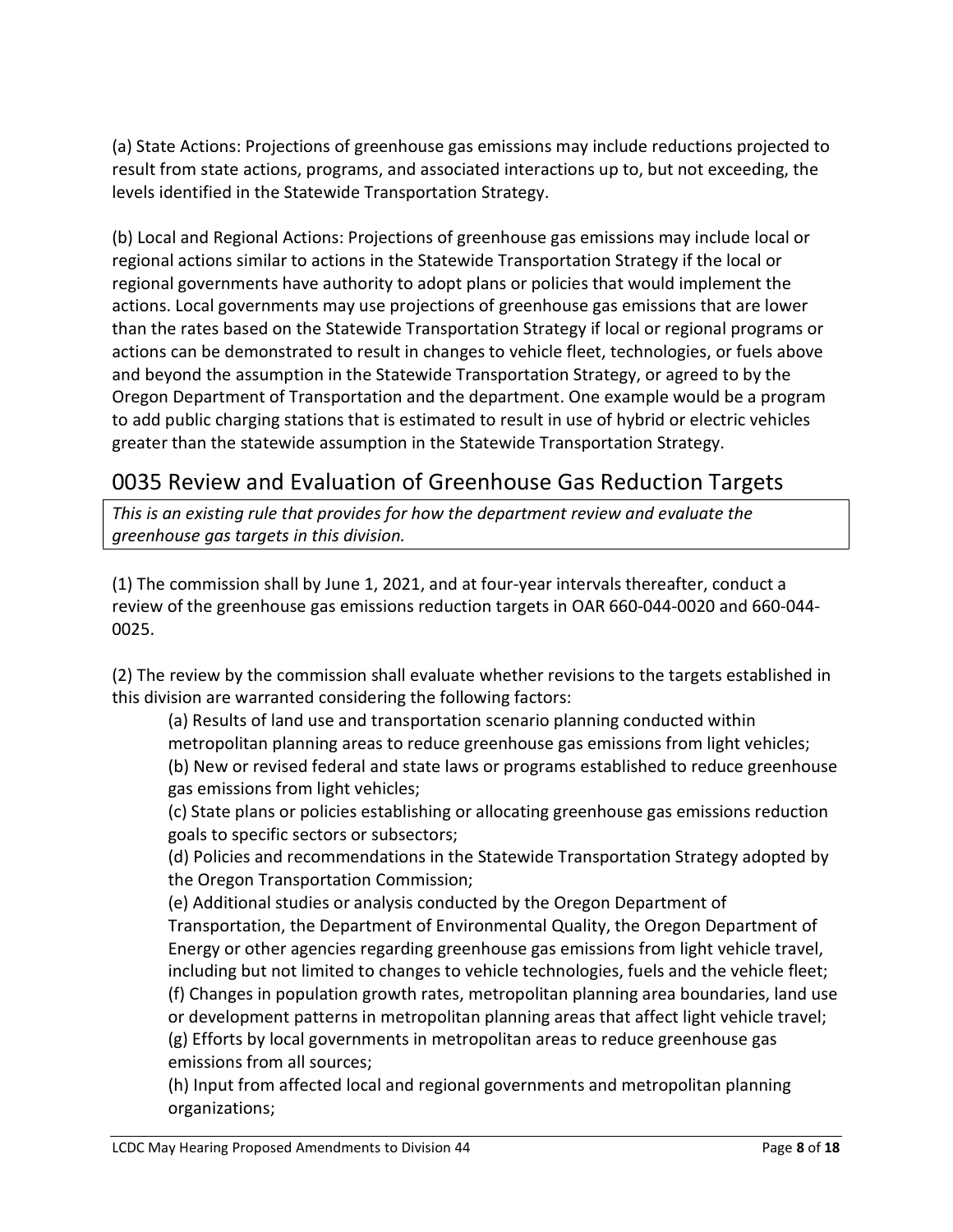(a) State Actions: Projections of greenhouse gas emissions may include reductions projected to result from state actions, programs, and associated interactions up to, but not exceeding, the levels identified in the Statewide Transportation Strategy.

(b) Local and Regional Actions: Projections of greenhouse gas emissions may include local or regional actions similar to actions in the Statewide Transportation Strategy if the local or regional governments have authority to adopt plans or policies that would implement the actions. Local governments may use projections of greenhouse gas emissions that are lower than the rates based on the Statewide Transportation Strategy if local or regional programs or actions can be demonstrated to result in changes to vehicle fleet, technologies, or fuels above and beyond the assumption in the Statewide Transportation Strategy, or agreed to by the Oregon Department of Transportation and the department. One example would be a program to add public charging stations that is estimated to result in use of hybrid or electric vehicles greater than the statewide assumption in the Statewide Transportation Strategy.

## 0035 Review and Evaluation of Greenhouse Gas Reduction Targets

*This is an existing rule that provides for how the department review and evaluate the greenhouse gas targets in this division.*

(1) The commission shall by June 1, 2021, and at four-year intervals thereafter, conduct a review of the greenhouse gas emissions reduction targets in OAR 660-044-0020 and 660-044-0025.

(2) The review by the commission shall evaluate whether revisions to the targets established in this division are warranted considering the following factors:

(a) Results of land use and transportation scenario planning conducted within metropolitan planning areas to reduce greenhouse gas emissions from light vehicles;
(b) New or revised federal and state laws or programs established to reduce greenhouse gas emissions from light vehicles;
(c) State plans or policies establishing or allocating greenhouse gas emissions reduction goals to specific sectors or subsectors;
(d) Policies and recommendations in the Statewide Transportation Strategy adopted by the Oregon Transportation Commission;
(e) Additional studies or analysis conducted by the Oregon Department of Transportation, the Department of Environmental Quality, the Oregon Department of Energy or other agencies regarding greenhouse gas emissions from light vehicle travel, including but not limited to changes to vehicle technologies, fuels and the vehicle fleet;
(f) Changes in population growth rates, metropolitan planning area boundaries, land use or development patterns in metropolitan planning areas that affect light vehicle travel;
(g) Efforts by local governments in metropolitan areas to reduce greenhouse gas emissions from all sources;
(h) Input from affected local and regional governments and metropolitan planning organizations;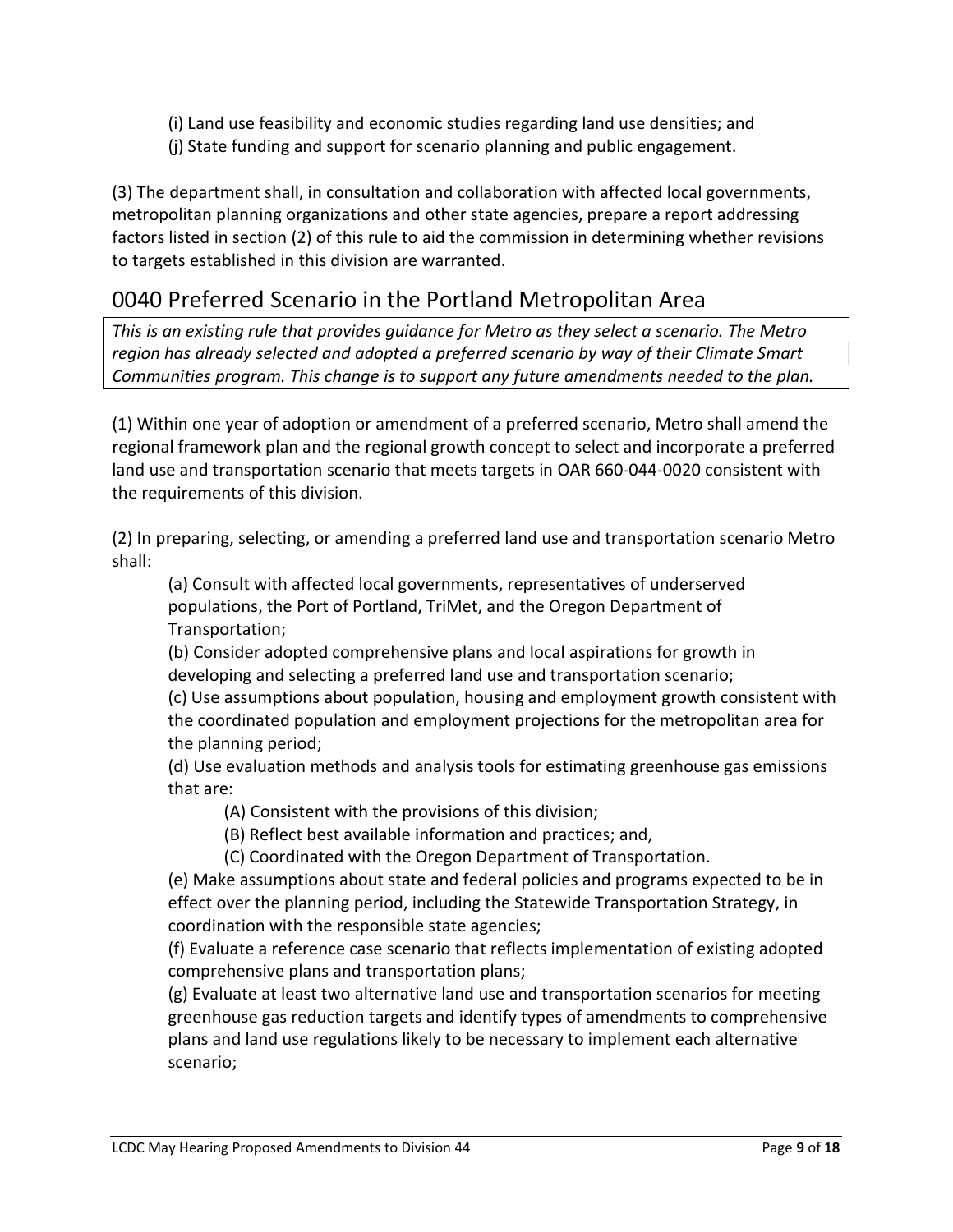(i) Land use feasibility and economic studies regarding land use densities; and
(j) State funding and support for scenario planning and public engagement.

(3) The department shall, in consultation and collaboration with affected local governments, metropolitan planning organizations and other state agencies, prepare a report addressing factors listed in section (2) of this rule to aid the commission in determining whether revisions to targets established in this division are warranted.

## 0040 Preferred Scenario in the Portland Metropolitan Area

*This is an existing rule that provides guidance for Metro as they select a scenario. The Metro region has already selected and adopted a preferred scenario by way of their Climate Smart Communities program. This change is to support any future amendments needed to the plan.*

(1) Within one year of adoption or amendment of a preferred scenario, Metro shall amend the regional framework plan and the regional growth concept to select and incorporate a preferred land use and transportation scenario that meets targets in OAR 660-044-0020 consistent with the requirements of this division.

(2) In preparing, selecting, or amending a preferred land use and transportation scenario Metro shall:

(a) Consult with affected local governments, representatives of underserved populations, the Port of Portland, TriMet, and the Oregon Department of Transportation;
(b) Consider adopted comprehensive plans and local aspirations for growth in developing and selecting a preferred land use and transportation scenario;
(c) Use assumptions about population, housing and employment growth consistent with the coordinated population and employment projections for the metropolitan area for the planning period;
(d) Use evaluation methods and analysis tools for estimating greenhouse gas emissions that are:

(A) Consistent with the provisions of this division;
(B) Reflect best available information and practices; and,
(C) Coordinated with the Oregon Department of Transportation.

(e) Make assumptions about state and federal policies and programs expected to be in effect over the planning period, including the Statewide Transportation Strategy, in coordination with the responsible state agencies;
(f) Evaluate a reference case scenario that reflects implementation of existing adopted comprehensive plans and transportation plans;
(g) Evaluate at least two alternative land use and transportation scenarios for meeting greenhouse gas reduction targets and identify types of amendments to comprehensive plans and land use regulations likely to be necessary to implement each alternative scenario;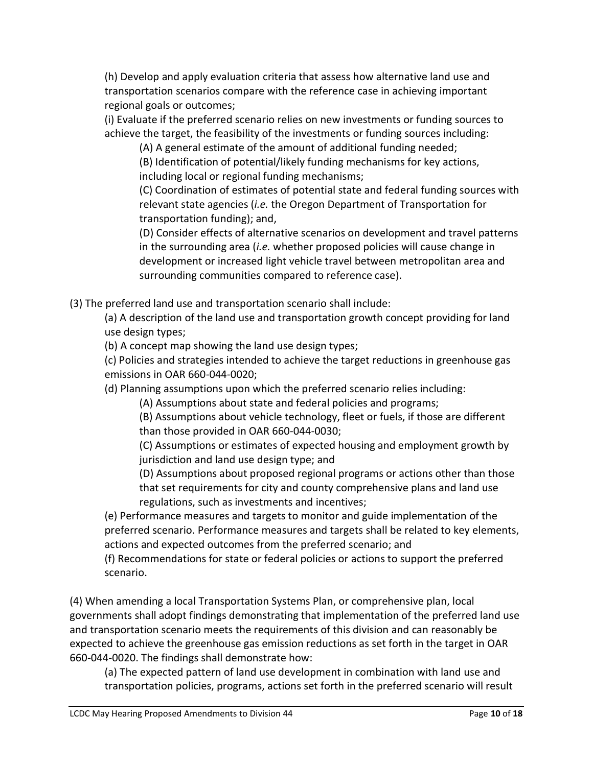(h) Develop and apply evaluation criteria that assess how alternative land use and transportation scenarios compare with the reference case in achieving important regional goals or outcomes;

(i) Evaluate if the preferred scenario relies on new investments or funding sources to achieve the target, the feasibility of the investments or funding sources including:

(A) A general estimate of the amount of additional funding needed;

(B) Identification of potential/likely funding mechanisms for key actions, including local or regional funding mechanisms;

(C) Coordination of estimates of potential state and federal funding sources with relevant state agencies (*i.e.* the Oregon Department of Transportation for transportation funding); and,

(D) Consider effects of alternative scenarios on development and travel patterns in the surrounding area (*i.e.* whether proposed policies will cause change in development or increased light vehicle travel between metropolitan area and surrounding communities compared to reference case).

(3) The preferred land use and transportation scenario shall include:

(a) A description of the land use and transportation growth concept providing for land use design types;

(b) A concept map showing the land use design types;

(c) Policies and strategies intended to achieve the target reductions in greenhouse gas emissions in OAR 660-044-0020;

(d) Planning assumptions upon which the preferred scenario relies including:

(A) Assumptions about state and federal policies and programs;

(B) Assumptions about vehicle technology, fleet or fuels, if those are different than those provided in OAR 660-044-0030;

(C) Assumptions or estimates of expected housing and employment growth by jurisdiction and land use design type; and

(D) Assumptions about proposed regional programs or actions other than those that set requirements for city and county comprehensive plans and land use regulations, such as investments and incentives;

(e) Performance measures and targets to monitor and guide implementation of the preferred scenario. Performance measures and targets shall be related to key elements, actions and expected outcomes from the preferred scenario; and

(f) Recommendations for state or federal policies or actions to support the preferred scenario.

(4) When amending a local Transportation Systems Plan, or comprehensive plan, local governments shall adopt findings demonstrating that implementation of the preferred land use and transportation scenario meets the requirements of this division and can reasonably be expected to achieve the greenhouse gas emission reductions as set forth in the target in OAR 660-044-0020. The findings shall demonstrate how:

(a) The expected pattern of land use development in combination with land use and transportation policies, programs, actions set forth in the preferred scenario will result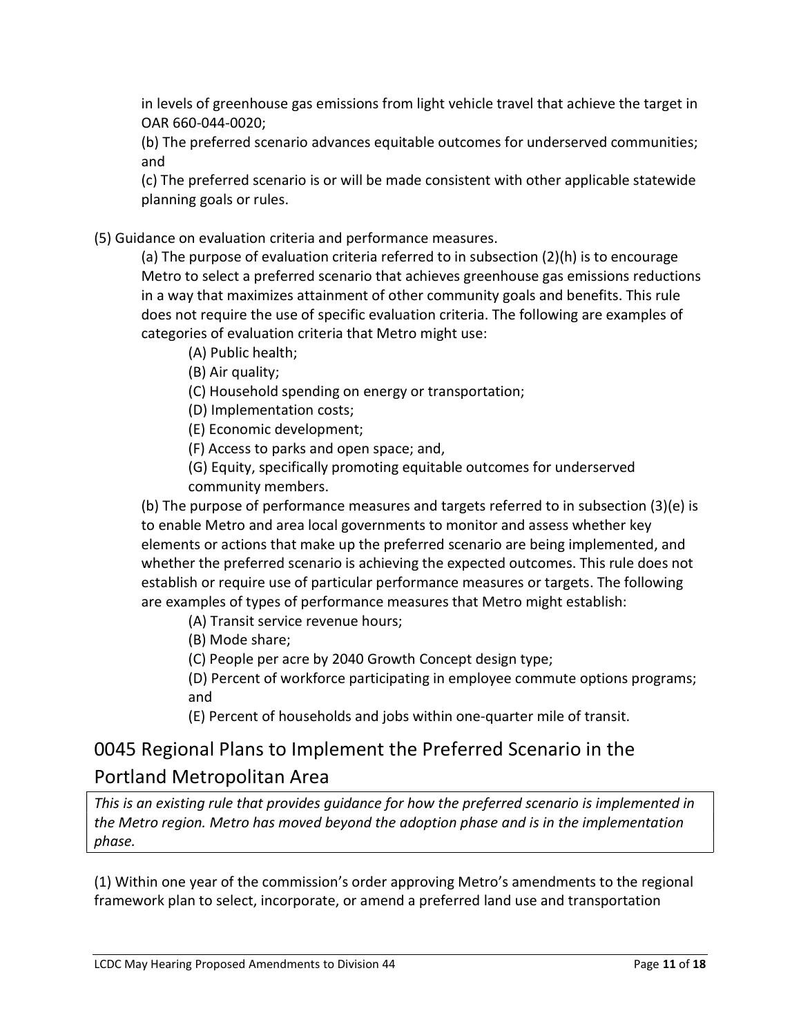in levels of greenhouse gas emissions from light vehicle travel that achieve the target in OAR 660-044-0020;

(b) The preferred scenario advances equitable outcomes for underserved communities; and

(c) The preferred scenario is or will be made consistent with other applicable statewide planning goals or rules.

(5) Guidance on evaluation criteria and performance measures.

(a) The purpose of evaluation criteria referred to in subsection (2)(h) is to encourage Metro to select a preferred scenario that achieves greenhouse gas emissions reductions in a way that maximizes attainment of other community goals and benefits. This rule does not require the use of specific evaluation criteria. The following are examples of categories of evaluation criteria that Metro might use:

(A) Public health;

(B) Air quality;

(C) Household spending on energy or transportation;

(D) Implementation costs;

(E) Economic development;

(F) Access to parks and open space; and,

(G) Equity, specifically promoting equitable outcomes for underserved community members.

(b) The purpose of performance measures and targets referred to in subsection (3)(e) is to enable Metro and area local governments to monitor and assess whether key elements or actions that make up the preferred scenario are being implemented, and whether the preferred scenario is achieving the expected outcomes. This rule does not establish or require use of particular performance measures or targets. The following are examples of types of performance measures that Metro might establish:

(A) Transit service revenue hours;

(B) Mode share;

(C) People per acre by 2040 Growth Concept design type;

(D) Percent of workforce participating in employee commute options programs; and

(E) Percent of households and jobs within one-quarter mile of transit.

## 0045 Regional Plans to Implement the Preferred Scenario in the Portland Metropolitan Area

*This is an existing rule that provides guidance for how the preferred scenario is implemented in the Metro region. Metro has moved beyond the adoption phase and is in the implementation phase.*

(1) Within one year of the commission's order approving Metro's amendments to the regional framework plan to select, incorporate, or amend a preferred land use and transportation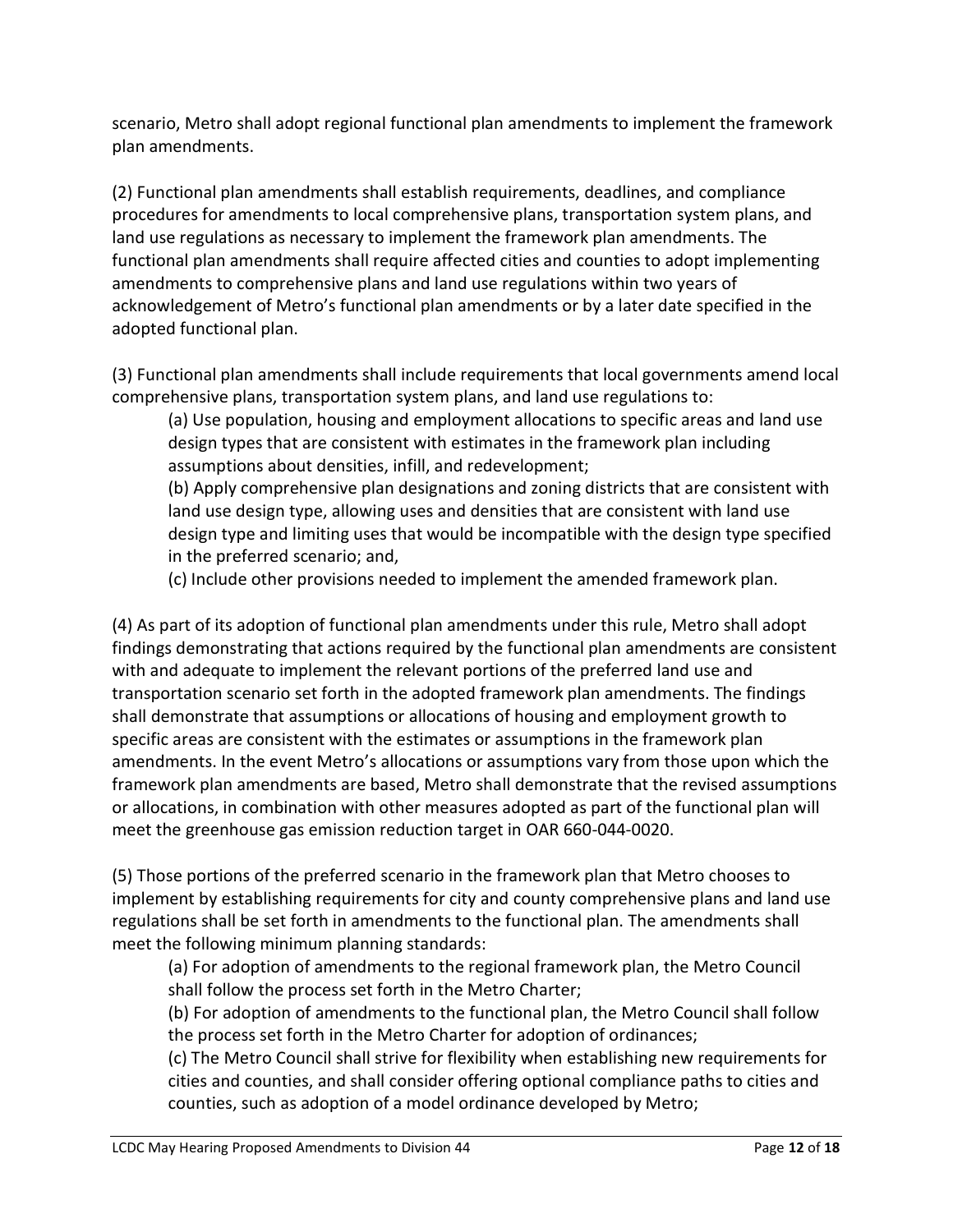scenario, Metro shall adopt regional functional plan amendments to implement the framework plan amendments.

(2) Functional plan amendments shall establish requirements, deadlines, and compliance procedures for amendments to local comprehensive plans, transportation system plans, and land use regulations as necessary to implement the framework plan amendments. The functional plan amendments shall require affected cities and counties to adopt implementing amendments to comprehensive plans and land use regulations within two years of acknowledgement of Metro's functional plan amendments or by a later date specified in the adopted functional plan.

(3) Functional plan amendments shall include requirements that local governments amend local comprehensive plans, transportation system plans, and land use regulations to:

> (a) Use population, housing and employment allocations to specific areas and land use design types that are consistent with estimates in the framework plan including assumptions about densities, infill, and redevelopment;
>
> (b) Apply comprehensive plan designations and zoning districts that are consistent with land use design type, allowing uses and densities that are consistent with land use design type and limiting uses that would be incompatible with the design type specified in the preferred scenario; and,
>
> (c) Include other provisions needed to implement the amended framework plan.

(4) As part of its adoption of functional plan amendments under this rule, Metro shall adopt findings demonstrating that actions required by the functional plan amendments are consistent with and adequate to implement the relevant portions of the preferred land use and transportation scenario set forth in the adopted framework plan amendments. The findings shall demonstrate that assumptions or allocations of housing and employment growth to specific areas are consistent with the estimates or assumptions in the framework plan amendments. In the event Metro's allocations or assumptions vary from those upon which the framework plan amendments are based, Metro shall demonstrate that the revised assumptions or allocations, in combination with other measures adopted as part of the functional plan will meet the greenhouse gas emission reduction target in OAR 660-044-0020.

(5) Those portions of the preferred scenario in the framework plan that Metro chooses to implement by establishing requirements for city and county comprehensive plans and land use regulations shall be set forth in amendments to the functional plan. The amendments shall meet the following minimum planning standards:

> (a) For adoption of amendments to the regional framework plan, the Metro Council shall follow the process set forth in the Metro Charter;
>
> (b) For adoption of amendments to the functional plan, the Metro Council shall follow the process set forth in the Metro Charter for adoption of ordinances;
>
> (c) The Metro Council shall strive for flexibility when establishing new requirements for cities and counties, and shall consider offering optional compliance paths to cities and counties, such as adoption of a model ordinance developed by Metro;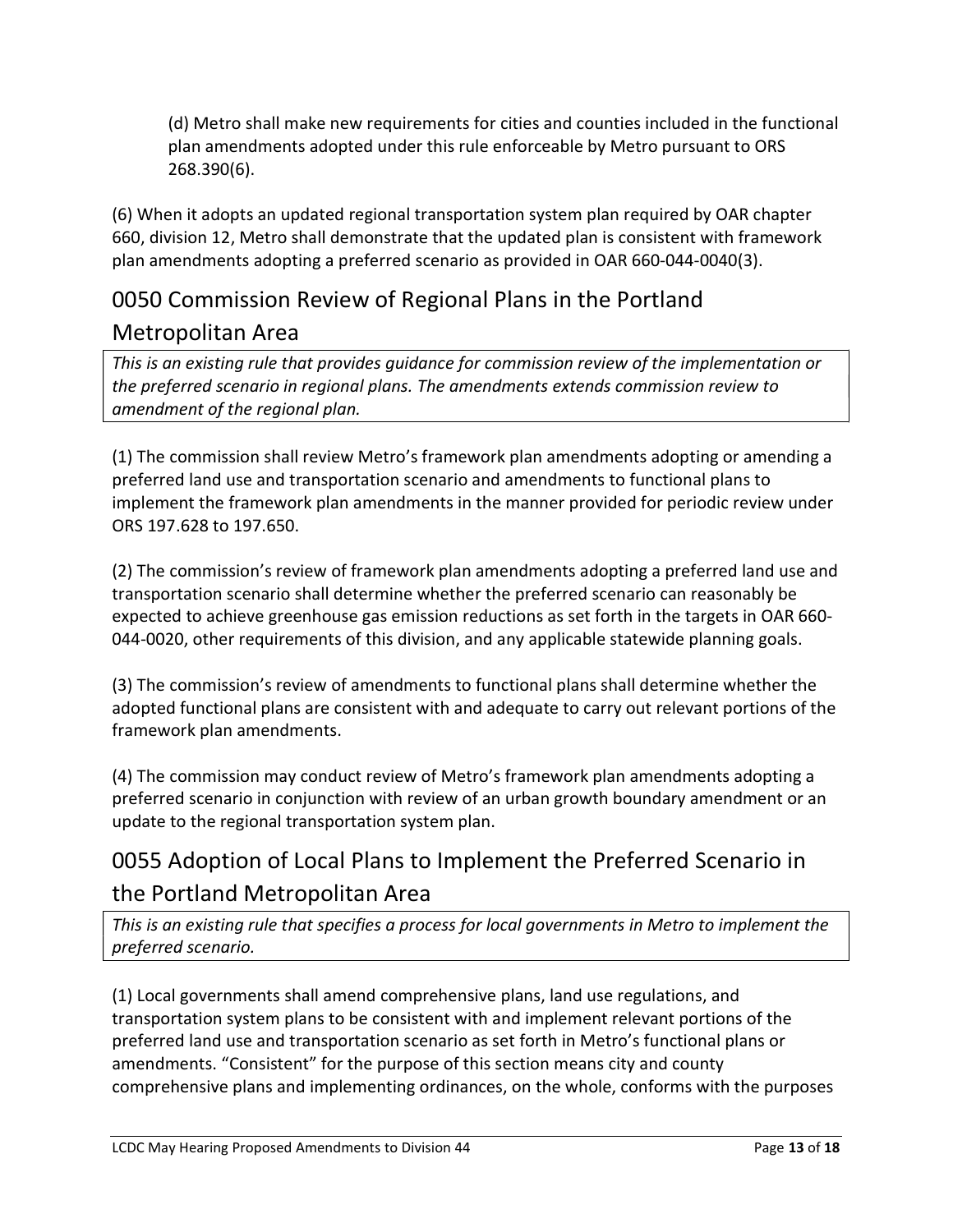(d) Metro shall make new requirements for cities and counties included in the functional plan amendments adopted under this rule enforceable by Metro pursuant to ORS 268.390(6).

(6) When it adopts an updated regional transportation system plan required by OAR chapter 660, division 12, Metro shall demonstrate that the updated plan is consistent with framework plan amendments adopting a preferred scenario as provided in OAR 660-044-0040(3).

## 0050 Commission Review of Regional Plans in the Portland Metropolitan Area

*This is an existing rule that provides guidance for commission review of the implementation or the preferred scenario in regional plans. The amendments extends commission review to amendment of the regional plan.*

(1) The commission shall review Metro's framework plan amendments adopting or amending a preferred land use and transportation scenario and amendments to functional plans to implement the framework plan amendments in the manner provided for periodic review under ORS 197.628 to 197.650.

(2) The commission's review of framework plan amendments adopting a preferred land use and transportation scenario shall determine whether the preferred scenario can reasonably be expected to achieve greenhouse gas emission reductions as set forth in the targets in OAR 660-044-0020, other requirements of this division, and any applicable statewide planning goals.

(3) The commission's review of amendments to functional plans shall determine whether the adopted functional plans are consistent with and adequate to carry out relevant portions of the framework plan amendments.

(4) The commission may conduct review of Metro's framework plan amendments adopting a preferred scenario in conjunction with review of an urban growth boundary amendment or an update to the regional transportation system plan.

## 0055 Adoption of Local Plans to Implement the Preferred Scenario in the Portland Metropolitan Area

*This is an existing rule that specifies a process for local governments in Metro to implement the preferred scenario.*

(1) Local governments shall amend comprehensive plans, land use regulations, and transportation system plans to be consistent with and implement relevant portions of the preferred land use and transportation scenario as set forth in Metro's functional plans or amendments. "Consistent" for the purpose of this section means city and county comprehensive plans and implementing ordinances, on the whole, conforms with the purposes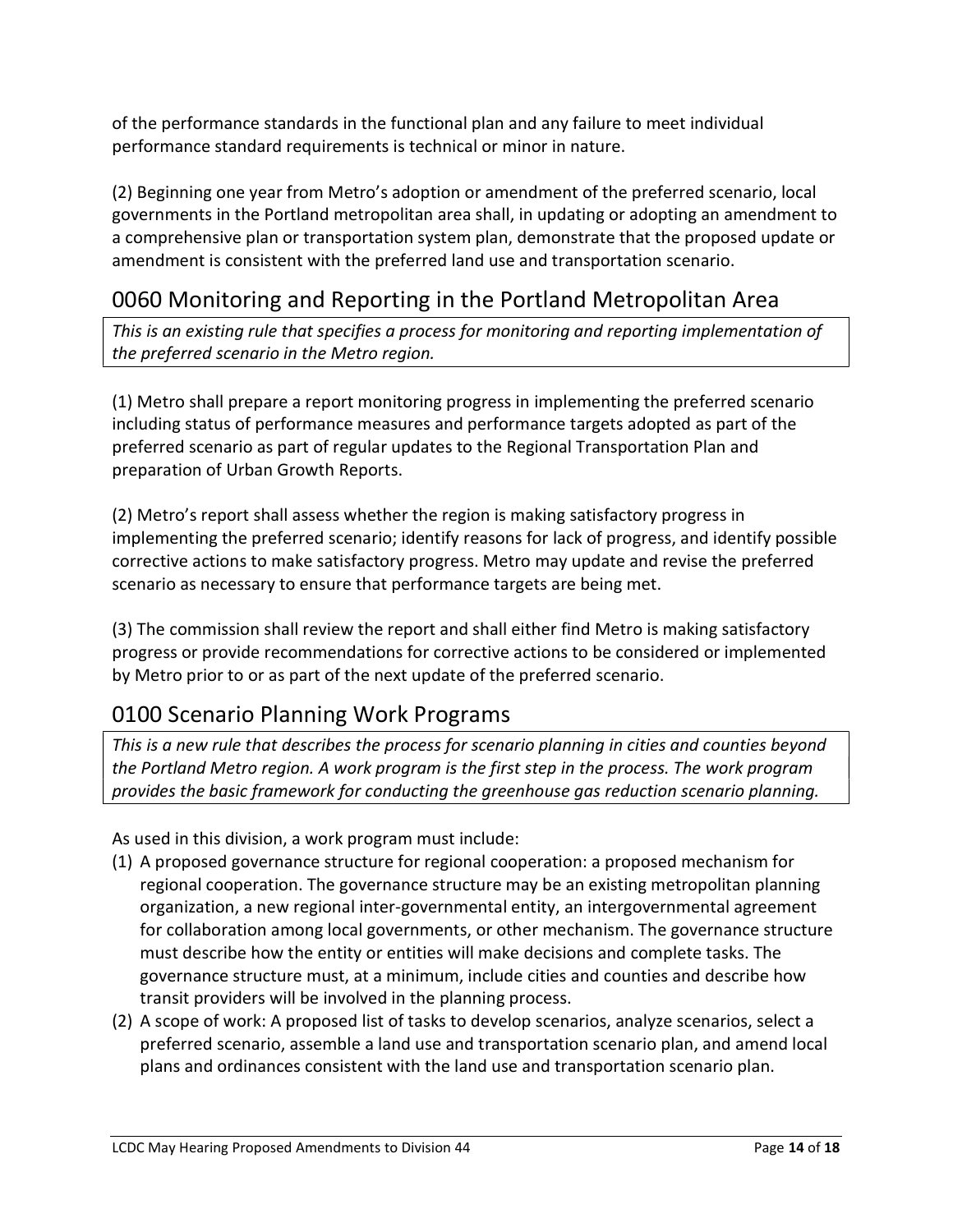of the performance standards in the functional plan and any failure to meet individual performance standard requirements is technical or minor in nature.

(2) Beginning one year from Metro's adoption or amendment of the preferred scenario, local governments in the Portland metropolitan area shall, in updating or adopting an amendment to a comprehensive plan or transportation system plan, demonstrate that the proposed update or amendment is consistent with the preferred land use and transportation scenario.

## 0060 Monitoring and Reporting in the Portland Metropolitan Area

*This is an existing rule that specifies a process for monitoring and reporting implementation of the preferred scenario in the Metro region.*

(1) Metro shall prepare a report monitoring progress in implementing the preferred scenario including status of performance measures and performance targets adopted as part of the preferred scenario as part of regular updates to the Regional Transportation Plan and preparation of Urban Growth Reports.

(2) Metro's report shall assess whether the region is making satisfactory progress in implementing the preferred scenario; identify reasons for lack of progress, and identify possible corrective actions to make satisfactory progress. Metro may update and revise the preferred scenario as necessary to ensure that performance targets are being met.

(3) The commission shall review the report and shall either find Metro is making satisfactory progress or provide recommendations for corrective actions to be considered or implemented by Metro prior to or as part of the next update of the preferred scenario.

## 0100 Scenario Planning Work Programs

*This is a new rule that describes the process for scenario planning in cities and counties beyond the Portland Metro region. A work program is the first step in the process. The work program provides the basic framework for conducting the greenhouse gas reduction scenario planning.*

As used in this division, a work program must include:

(1) A proposed governance structure for regional cooperation: a proposed mechanism for regional cooperation. The governance structure may be an existing metropolitan planning organization, a new regional inter-governmental entity, an intergovernmental agreement for collaboration among local governments, or other mechanism. The governance structure must describe how the entity or entities will make decisions and complete tasks. The governance structure must, at a minimum, include cities and counties and describe how transit providers will be involved in the planning process.

(2) A scope of work: A proposed list of tasks to develop scenarios, analyze scenarios, select a preferred scenario, assemble a land use and transportation scenario plan, and amend local plans and ordinances consistent with the land use and transportation scenario plan.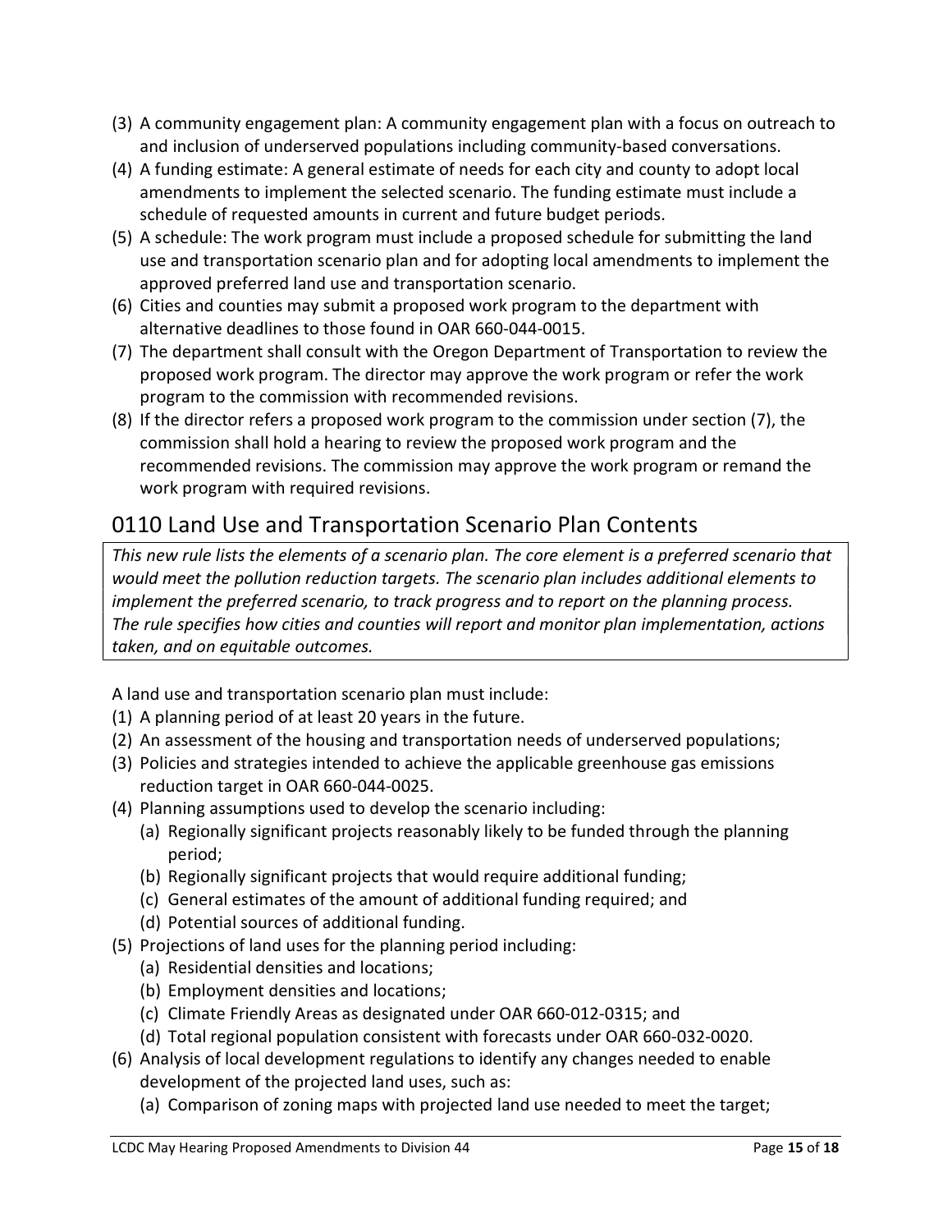(3) A community engagement plan: A community engagement plan with a focus on outreach to and inclusion of underserved populations including community-based conversations.

(4) A funding estimate: A general estimate of needs for each city and county to adopt local amendments to implement the selected scenario. The funding estimate must include a schedule of requested amounts in current and future budget periods.

(5) A schedule: The work program must include a proposed schedule for submitting the land use and transportation scenario plan and for adopting local amendments to implement the approved preferred land use and transportation scenario.

(6) Cities and counties may submit a proposed work program to the department with alternative deadlines to those found in OAR 660-044-0015.

(7) The department shall consult with the Oregon Department of Transportation to review the proposed work program. The director may approve the work program or refer the work program to the commission with recommended revisions.

(8) If the director refers a proposed work program to the commission under section (7), the commission shall hold a hearing to review the proposed work program and the recommended revisions. The commission may approve the work program or remand the work program with required revisions.

## 0110 Land Use and Transportation Scenario Plan Contents

*This new rule lists the elements of a scenario plan. The core element is a preferred scenario that would meet the pollution reduction targets. The scenario plan includes additional elements to implement the preferred scenario, to track progress and to report on the planning process. The rule specifies how cities and counties will report and monitor plan implementation, actions taken, and on equitable outcomes.*

A land use and transportation scenario plan must include:

(1) A planning period of at least 20 years in the future.

(2) An assessment of the housing and transportation needs of underserved populations;

(3) Policies and strategies intended to achieve the applicable greenhouse gas emissions reduction target in OAR 660-044-0025.

(4) Planning assumptions used to develop the scenario including:
  - (a) Regionally significant projects reasonably likely to be funded through the planning period;
  - (b) Regionally significant projects that would require additional funding;
  - (c) General estimates of the amount of additional funding required; and
  - (d) Potential sources of additional funding.

(5) Projections of land uses for the planning period including:
  - (a) Residential densities and locations;
  - (b) Employment densities and locations;
  - (c) Climate Friendly Areas as designated under OAR 660-012-0315; and
  - (d) Total regional population consistent with forecasts under OAR 660-032-0020.

(6) Analysis of local development regulations to identify any changes needed to enable development of the projected land uses, such as:
  - (a) Comparison of zoning maps with projected land use needed to meet the target;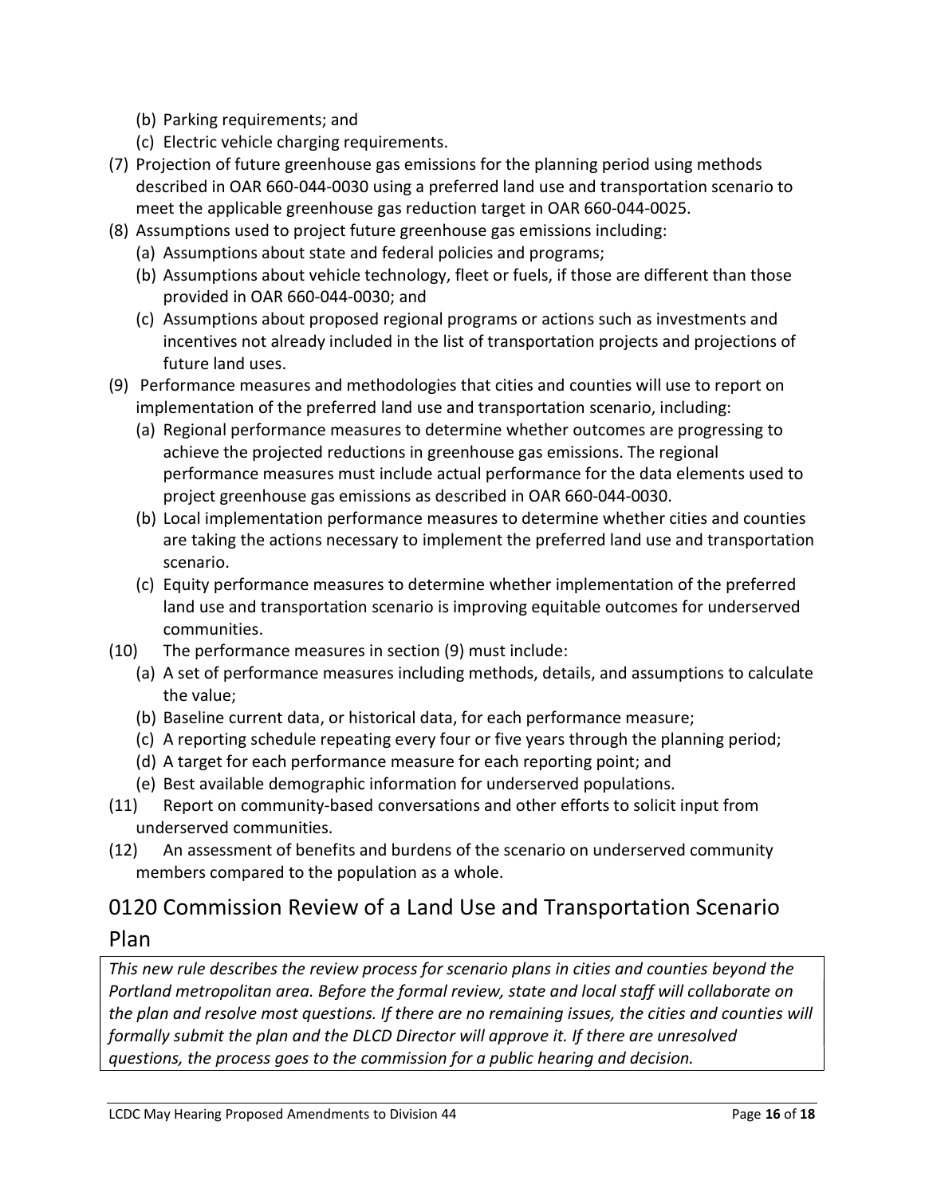(b) Parking requirements; and

(c) Electric vehicle charging requirements.

(7) Projection of future greenhouse gas emissions for the planning period using methods described in OAR 660-044-0030 using a preferred land use and transportation scenario to meet the applicable greenhouse gas reduction target in OAR 660-044-0025.

(8) Assumptions used to project future greenhouse gas emissions including:

(a) Assumptions about state and federal policies and programs;

(b) Assumptions about vehicle technology, fleet or fuels, if those are different than those provided in OAR 660-044-0030; and

(c) Assumptions about proposed regional programs or actions such as investments and incentives not already included in the list of transportation projects and projections of future land uses.

(9) Performance measures and methodologies that cities and counties will use to report on implementation of the preferred land use and transportation scenario, including:

(a) Regional performance measures to determine whether outcomes are progressing to achieve the projected reductions in greenhouse gas emissions. The regional performance measures must include actual performance for the data elements used to project greenhouse gas emissions as described in OAR 660-044-0030.

(b) Local implementation performance measures to determine whether cities and counties are taking the actions necessary to implement the preferred land use and transportation scenario.

(c) Equity performance measures to determine whether implementation of the preferred land use and transportation scenario is improving equitable outcomes for underserved communities.

(10) The performance measures in section (9) must include:

(a) A set of performance measures including methods, details, and assumptions to calculate the value;

(b) Baseline current data, or historical data, for each performance measure;

(c) A reporting schedule repeating every four or five years through the planning period;

(d) A target for each performance measure for each reporting point; and

(e) Best available demographic information for underserved populations.

(11) Report on community-based conversations and other efforts to solicit input from underserved communities.

(12) An assessment of benefits and burdens of the scenario on underserved community members compared to the population as a whole.

## 0120 Commission Review of a Land Use and Transportation Scenario Plan

*This new rule describes the review process for scenario plans in cities and counties beyond the Portland metropolitan area. Before the formal review, state and local staff will collaborate on the plan and resolve most questions. If there are no remaining issues, the cities and counties will formally submit the plan and the DLCD Director will approve it. If there are unresolved questions, the process goes to the commission for a public hearing and decision.*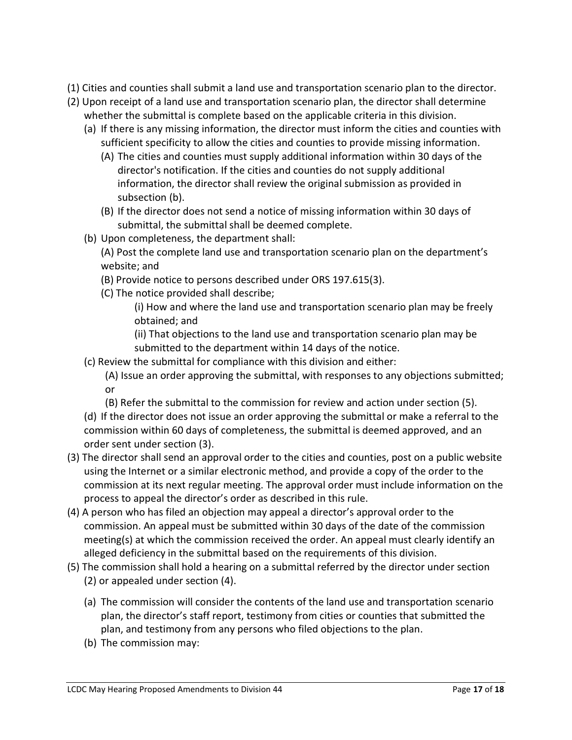(1) Cities and counties shall submit a land use and transportation scenario plan to the director.

(2) Upon receipt of a land use and transportation scenario plan, the director shall determine whether the submittal is complete based on the applicable criteria in this division.

   (a) If there is any missing information, the director must inform the cities and counties with sufficient specificity to allow the cities and counties to provide missing information.

      (A) The cities and counties must supply additional information within 30 days of the director's notification. If the cities and counties do not supply additional information, the director shall review the original submission as provided in subsection (b).

      (B) If the director does not send a notice of missing information within 30 days of submittal, the submittal shall be deemed complete.

   (b) Upon completeness, the department shall:

      (A) Post the complete land use and transportation scenario plan on the department's website; and

      (B) Provide notice to persons described under ORS 197.615(3).

      (C) The notice provided shall describe;

         (i) How and where the land use and transportation scenario plan may be freely obtained; and

         (ii) That objections to the land use and transportation scenario plan may be submitted to the department within 14 days of the notice.

   (c) Review the submittal for compliance with this division and either:

      (A) Issue an order approving the submittal, with responses to any objections submitted; or

      (B) Refer the submittal to the commission for review and action under section (5).

   (d) If the director does not issue an order approving the submittal or make a referral to the commission within 60 days of completeness, the submittal is deemed approved, and an order sent under section (3).

(3) The director shall send an approval order to the cities and counties, post on a public website using the Internet or a similar electronic method, and provide a copy of the order to the commission at its next regular meeting. The approval order must include information on the process to appeal the director's order as described in this rule.

(4) A person who has filed an objection may appeal a director's approval order to the commission. An appeal must be submitted within 30 days of the date of the commission meeting(s) at which the commission received the order. An appeal must clearly identify an alleged deficiency in the submittal based on the requirements of this division.

(5) The commission shall hold a hearing on a submittal referred by the director under section (2) or appealed under section (4).

   (a) The commission will consider the contents of the land use and transportation scenario plan, the director's staff report, testimony from cities or counties that submitted the plan, and testimony from any persons who filed objections to the plan.

   (b) The commission may: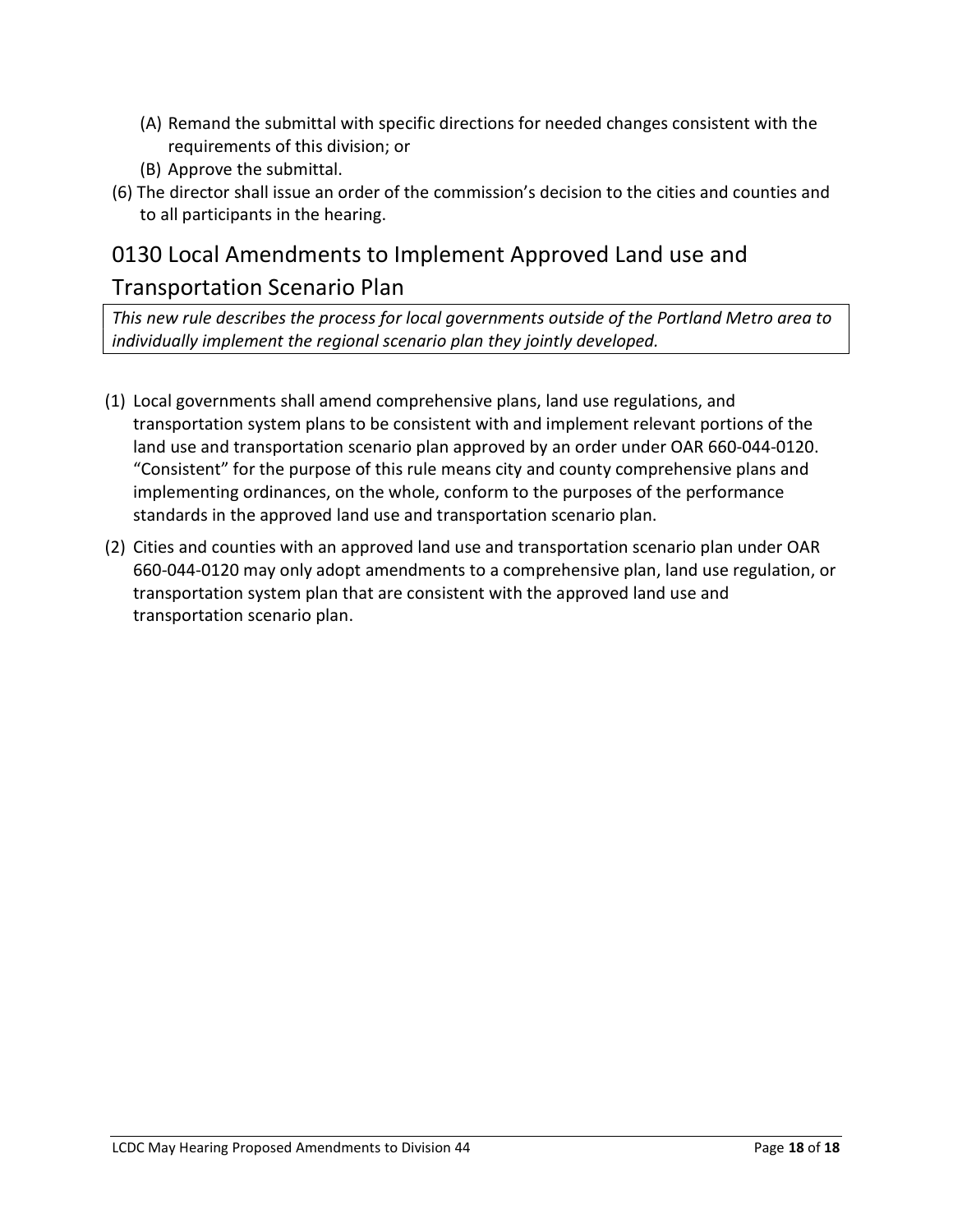(A) Remand the submittal with specific directions for needed changes consistent with the requirements of this division; or

(B) Approve the submittal.

(6) The director shall issue an order of the commission's decision to the cities and counties and to all participants in the hearing.

## 0130 Local Amendments to Implement Approved Land use and Transportation Scenario Plan

*This new rule describes the process for local governments outside of the Portland Metro area to individually implement the regional scenario plan they jointly developed.*

(1) Local governments shall amend comprehensive plans, land use regulations, and transportation system plans to be consistent with and implement relevant portions of the land use and transportation scenario plan approved by an order under OAR 660-044-0120. "Consistent" for the purpose of this rule means city and county comprehensive plans and implementing ordinances, on the whole, conform to the purposes of the performance standards in the approved land use and transportation scenario plan.

(2) Cities and counties with an approved land use and transportation scenario plan under OAR 660-044-0120 may only adopt amendments to a comprehensive plan, land use regulation, or transportation system plan that are consistent with the approved land use and transportation scenario plan.